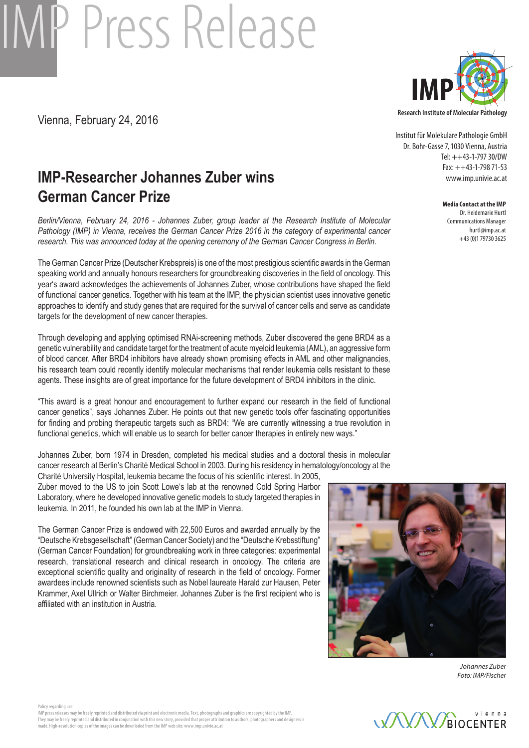# IMP Press Release

Vienna, February 24, 2016

**IMP**
Research Institute of Molecular Pathology

Institut für Molekulare Pathologie GmbH
Dr. Bohr-Gasse 7, 1030 Vienna, Austria
Tel: ++43-1-797 30/DW
Fax: ++43-1-798 71-53
www.imp.univie.ac.at

**Media Contact at the IMP**
Dr. Heidemarie Hurtl
Communications Manager
hurtl@imp.ac.at
+43 (0)1 79730 3625

## IMP-Researcher Johannes Zuber wins German Cancer Prize

*Berlin/Vienna, February 24, 2016 - Johannes Zuber, group leader at the Research Institute of Molecular Pathology (IMP) in Vienna, receives the German Cancer Prize 2016 in the category of experimental cancer research. This was announced today at the opening ceremony of the German Cancer Congress in Berlin.*

The German Cancer Prize (Deutscher Krebspreis) is one of the most prestigious scientific awards in the German speaking world and annually honours researchers for groundbreaking discoveries in the field of oncology. This year's award acknowledges the achievements of Johannes Zuber, whose contributions have shaped the field of functional cancer genetics. Together with his team at the IMP, the physician scientist uses innovative genetic approaches to identify and study genes that are required for the survival of cancer cells and serve as candidate targets for the development of new cancer therapies.

Through developing and applying optimised RNAi-screening methods, Zuber discovered the gene BRD4 as a genetic vulnerability and candidate target for the treatment of acute myeloid leukemia (AML), an aggressive form of blood cancer. After BRD4 inhibitors have already shown promising effects in AML and other malignancies, his research team could recently identify molecular mechanisms that render leukemia cells resistant to these agents. These insights are of great importance for the future development of BRD4 inhibitors in the clinic.

"This award is a great honour and encouragement to further expand our research in the field of functional cancer genetics", says Johannes Zuber. He points out that new genetic tools offer fascinating opportunities for finding and probing therapeutic targets such as BRD4: "We are currently witnessing a true revolution in functional genetics, which will enable us to search for better cancer therapies in entirely new ways."

Johannes Zuber, born 1974 in Dresden, completed his medical studies and a doctoral thesis in molecular cancer research at Berlin's Charité Medical School in 2003. During his residency in hematology/oncology at the Charité University Hospital, leukemia became the focus of his scientific interest. In 2005, Zuber moved to the US to join Scott Lowe's lab at the renowned Cold Spring Harbor Laboratory, where he developed innovative genetic models to study targeted therapies in leukemia. In 2011, he founded his own lab at the IMP in Vienna.

The German Cancer Prize is endowed with 22,500 Euros and awarded annually by the "Deutsche Krebsgesellschaft" (German Cancer Society) and the "Deutsche Krebsstiftung" (German Cancer Foundation) for groundbreaking work in three categories: experimental research, translational research and clinical research in oncology. The criteria are exceptional scientific quality and originality of research in the field of oncology. Former awardees include renowned scientists such as Nobel laureate Harald zur Hausen, Peter Krammer, Axel Ullrich or Walter Birchmeier. Johannes Zuber is the first recipient who is affiliated with an institution in Austria.

*Johannes Zuber*
*Foto: IMP/Fischer*

Policy regarding use:
IMP press releases may be freely reprinted and distributed via print and electronic media. Text, photographs and graphics are copyrighted by the IMP. They may be freely reprinted and distributed in conjunction with this new story, provided that proper attribution to authors, photographers and designers is made. High-resolution copies of the images can be downloaded from the IMP web site: www.imp.univie.ac.at

vienna BIOCENTER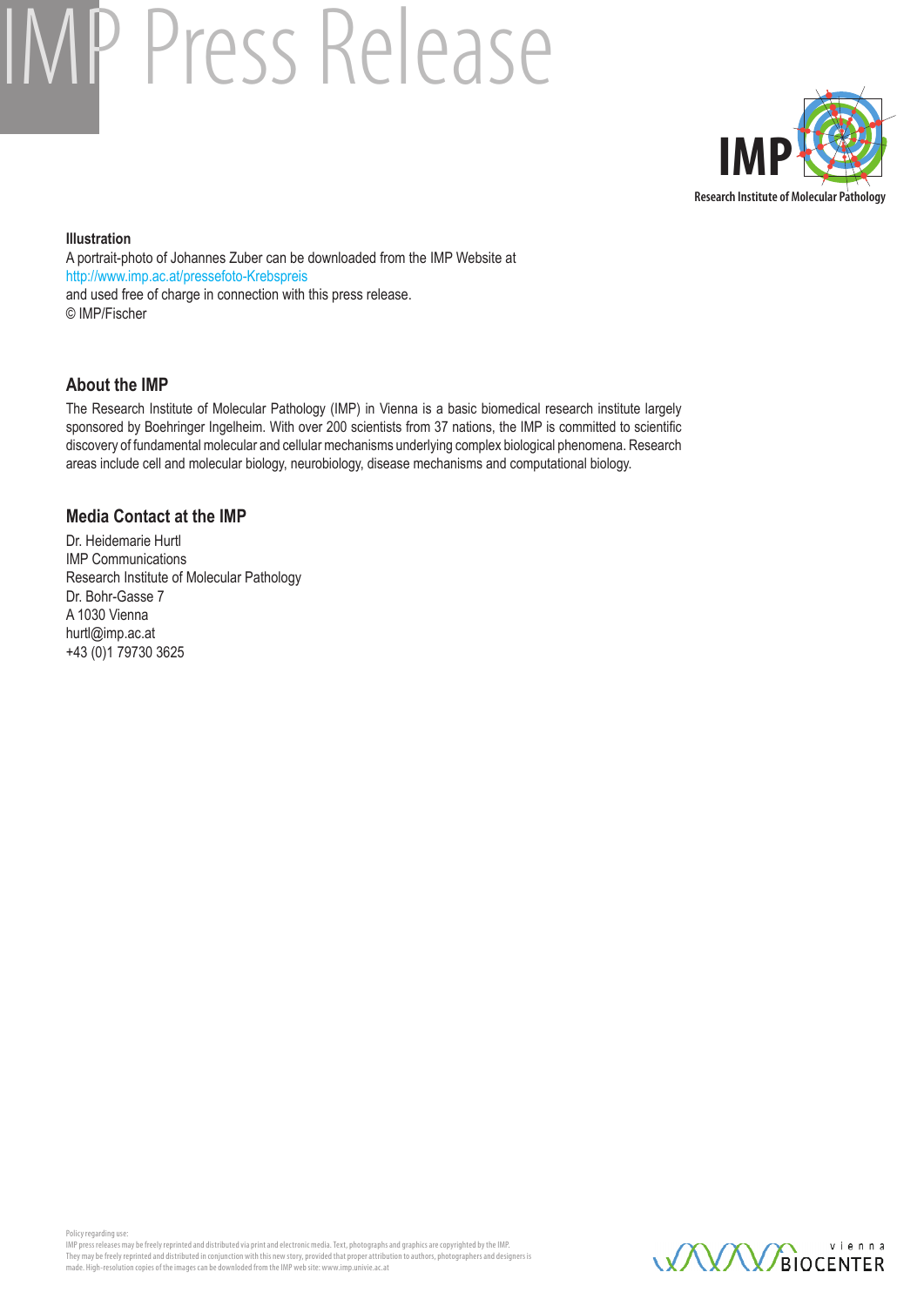### Illustration

A portrait-photo of Johannes Zuber can be downloaded from the IMP Website at
http://www.imp.ac.at/pressefoto-Krebspreis
and used free of charge in connection with this press release.
© IMP/Fischer

## About the IMP

The Research Institute of Molecular Pathology (IMP) in Vienna is a basic biomedical research institute largely sponsored by Boehringer Ingelheim. With over 200 scientists from 37 nations, the IMP is committed to scientific discovery of fundamental molecular and cellular mechanisms underlying complex biological phenomena. Research areas include cell and molecular biology, neurobiology, disease mechanisms and computational biology.

## Media Contact at the IMP

Dr. Heidemarie Hurtl
IMP Communications
Research Institute of Molecular Pathology
Dr. Bohr-Gasse 7
A 1030 Vienna
hurtl@imp.ac.at
+43 (0)1 79730 3625

Policy regarding use:
IMP press releases may be freely reprinted and distributed via print and electronic media. Text, photographs and graphics are copyrighted by the IMP. They may be freely reprinted and distributed in conjunction with this new story, provided that proper attribution to authors, photographers and designers is made. High-resolution copies of the images can be downloaded from the IMP web site: www.imp.univie.ac.at